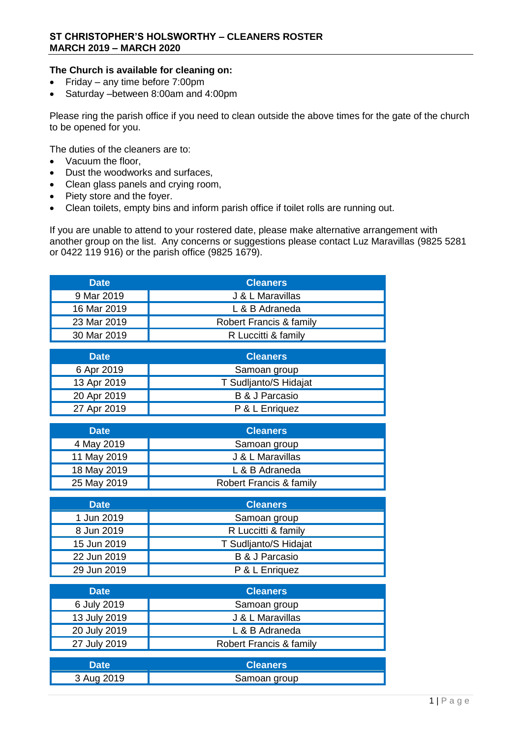**ST CHRISTOPHER'S HOLSWORTHY – CLEANERS ROSTER**
**MARCH 2019 – MARCH 2020**

**The Church is available for cleaning on:**

- Friday – any time before 7:00pm
- Saturday –between 8:00am and 4:00pm

Please ring the parish office if you need to clean outside the above times for the gate of the church to be opened for you.

The duties of the cleaners are to:

- Vacuum the floor,
- Dust the woodworks and surfaces,
- Clean glass panels and crying room,
- Piety store and the foyer.
- Clean toilets, empty bins and inform parish office if toilet rolls are running out.

If you are unable to attend to your rostered date, please make alternative arrangement with another group on the list. Any concerns or suggestions please contact Luz Maravillas (9825 5281 or 0422 119 916) or the parish office (9825 1679).

| Date | Cleaners |
|---|---|
| 9 Mar 2019 | J & L Maravillas |
| 16 Mar 2019 | L & B Adraneda |
| 23 Mar 2019 | Robert Francis & family |
| 30 Mar 2019 | R Luccitti & family |

| Date | Cleaners |
|---|---|
| 6 Apr 2019 | Samoan group |
| 13 Apr 2019 | T Sudljanto/S Hidajat |
| 20 Apr 2019 | B & J Parcasio |
| 27 Apr 2019 | P & L Enriquez |

| Date | Cleaners |
|---|---|
| 4 May 2019 | Samoan group |
| 11 May 2019 | J & L Maravillas |
| 18 May 2019 | L & B Adraneda |
| 25 May 2019 | Robert Francis & family |

| Date | Cleaners |
|---|---|
| 1 Jun 2019 | Samoan group |
| 8 Jun 2019 | R Luccitti & family |
| 15 Jun 2019 | T Sudljanto/S Hidajat |
| 22 Jun 2019 | B & J Parcasio |
| 29 Jun 2019 | P & L Enriquez |

| Date | Cleaners |
|---|---|
| 6 July 2019 | Samoan group |
| 13 July 2019 | J & L Maravillas |
| 20 July 2019 | L & B Adraneda |
| 27 July 2019 | Robert Francis & family |

| Date | Cleaners |
|---|---|
| 3 Aug 2019 | Samoan group |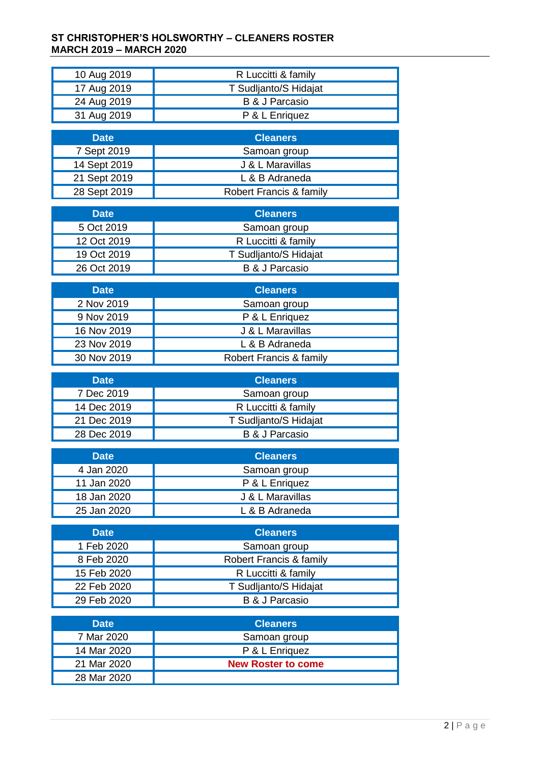**ST CHRISTOPHER'S HOLSWORTHY – CLEANERS ROSTER**
**MARCH 2019 – MARCH 2020**

| | |
|---|---|
| 10 Aug 2019 | R Luccitti & family |
| 17 Aug 2019 | T Sudljanto/S Hidajat |
| 24 Aug 2019 | B & J Parcasio |
| 31 Aug 2019 | P & L Enriquez |

| Date | Cleaners |
|---|---|
| 7 Sept 2019 | Samoan group |
| 14 Sept 2019 | J & L Maravillas |
| 21 Sept 2019 | L & B Adraneda |
| 28 Sept 2019 | Robert Francis & family |

| Date | Cleaners |
|---|---|
| 5 Oct 2019 | Samoan group |
| 12 Oct 2019 | R Luccitti & family |
| 19 Oct 2019 | T Sudljanto/S Hidajat |
| 26 Oct 2019 | B & J Parcasio |

| Date | Cleaners |
|---|---|
| 2 Nov 2019 | Samoan group |
| 9 Nov 2019 | P & L Enriquez |
| 16 Nov 2019 | J & L Maravillas |
| 23 Nov 2019 | L & B Adraneda |
| 30 Nov 2019 | Robert Francis & family |

| Date | Cleaners |
|---|---|
| 7 Dec 2019 | Samoan group |
| 14 Dec 2019 | R Luccitti & family |
| 21 Dec 2019 | T Sudljanto/S Hidajat |
| 28 Dec 2019 | B & J Parcasio |

| Date | Cleaners |
|---|---|
| 4 Jan 2020 | Samoan group |
| 11 Jan 2020 | P & L Enriquez |
| 18 Jan 2020 | J & L Maravillas |
| 25 Jan 2020 | L & B Adraneda |

| Date | Cleaners |
|---|---|
| 1 Feb 2020 | Samoan group |
| 8 Feb 2020 | Robert Francis & family |
| 15 Feb 2020 | R Luccitti & family |
| 22 Feb 2020 | T Sudljanto/S Hidajat |
| 29 Feb 2020 | B & J Parcasio |

| Date | Cleaners |
|---|---|
| 7 Mar 2020 | Samoan group |
| 14 Mar 2020 | P & L Enriquez |
| 21 Mar 2020 | **New Roster to come** |
| 28 Mar 2020 | |